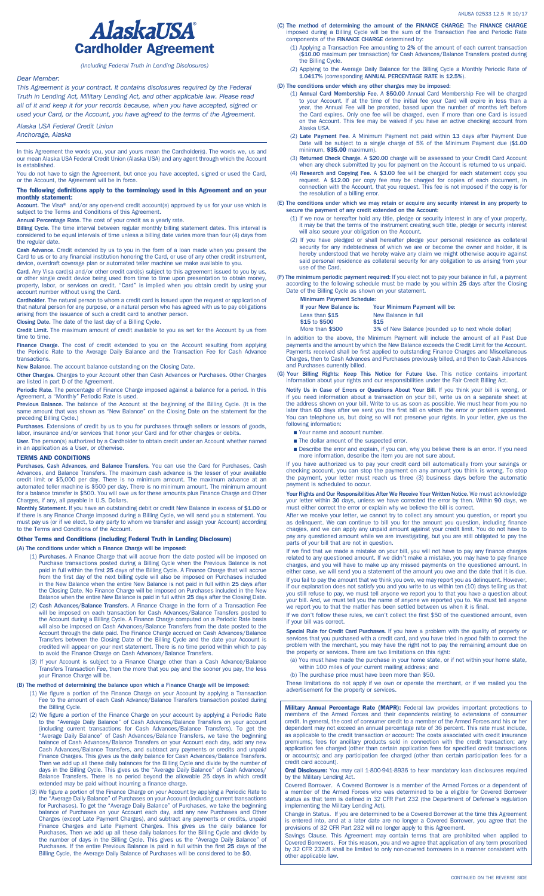# AlaskaUSA® Cardholder Agreement

*(Including Federal Truth in Lending Disclosures)*

*Dear Member:*

*This Agreement is your contract. It contains disclosures required by the Federal Truth in Lending Act, Military Lending Act, and other applicable law. Please read all of it and keep it for your records because, when you have accepted, signed or used your Card, or the Account, you have agreed to the terms of the Agreement.*

*Alaska USA Federal Credit Union*
*Anchorage, Alaska*

In this Agreement the words you, your and yours mean the Cardholder(s). The words we, us and our mean Alaska USA Federal Credit Union (Alaska USA) and any agent through which the Account is established.

You do not have to sign the Agreement, but once you have accepted, signed or used the Card, or the Account, the Agreement will be in force.

### The following definitions apply to the terminology used in this Agreement and on your monthly statement:

**Account.** The Visa® and/or any open-end credit account(s) approved by us for your use which is subject to the Terms and Conditions of this Agreement.

**Annual Percentage Rate.** The cost of your credit as a yearly rate.

**Billing Cycle.** The time interval between regular monthly billing statement dates. This interval is considered to be equal intervals of time unless a billing date varies more than four (4) days from the regular date.

**Cash Advance.** Credit extended by us to you in the form of a loan made when you present the Card to us or to any financial institution honoring the Card, or use of any other credit instrument, device, overdraft coverage plan or automated teller machine we make available to you.

**Card.** Any Visa card(s) and/or other credit card(s) subject to this agreement issued to you by us, or other single credit device being used from time to time upon presentation to obtain money, property, labor, or services on credit. "Card" is implied when you obtain credit by using your account number without using the Card.

**Cardholder.** The natural person to whom a credit card is issued upon the request or application of that natural person for any purpose, or a natural person who has agreed with us to pay obligations arising from the issuance of such a credit card to another person.

**Closing Date.** The date of the last day of a Billing Cycle.

**Credit Limit.** The maximum amount of credit available to you as set for the Account by us from time to time.

**Finance Charge.** The cost of credit extended to you on the Account resulting from applying the Periodic Rate to the Average Daily Balance and the Transaction Fee for Cash Advance transactions.

**New Balance.** The account balance outstanding on the Closing Date.

**Other Charges.** Charges to your Account other than Cash Advances or Purchases. Other Charges are listed in part D of the Agreement.

**Periodic Rate.** The percentage of Finance Charge imposed against a balance for a period. In this Agreement, a "Monthly" Periodic Rate is used.

**Previous Balance.** The balance of the Account at the beginning of the Billing Cycle. (It is the same amount that was shown as "New Balance" on the Closing Date on the statement for the preceding Billing Cycle.)

**Purchases.** Extensions of credit by us to you for purchases through sellers or lessors of goods, labor, insurance and/or services that honor your Card and for other charges or debits.

**User.** The person(s) authorized by a Cardholder to obtain credit under an Account whether named in an application as a User, or otherwise.

## TERMS AND CONDITIONS

**Purchases, Cash Advances, and Balance Transfers.** You can use the Card for Purchases, Cash Advances, and Balance Transfers. The maximum cash advance is the lesser of your available credit limit or $5,000 per day. There is no minimum amount. The maximum advance at an automated teller machine is $500 per day. There is no minimum amount. The minimum amount for a balance transfer is $500. You will owe us for these amounts plus Finance Charge and Other Charges, if any, all payable in U.S. Dollars.

**Monthly Statement.** If you have an outstanding debit or credit New Balance in excess of **$1.00** or if there is any Finance Charge imposed during a Billing Cycle, we will send you a statement. You must pay us (or if we elect, to any party to whom we transfer and assign your Account) according to the Terms and Conditions of the Account.

## Other Terms and Conditions (including Federal Truth in Lending Disclosure)

### (A) The conditions under which a Finance Charge will be imposed:

(1) **Purchases.** A Finance Charge that will accrue from the date posted will be imposed on Purchase transactions posted during a Billing Cycle when the Previous Balance is not paid in full within the first **25** days of the Billing Cycle. A Finance Charge that will accrue from the first day of the next billing cycle will also be imposed on Purchases included in the New Balance when the entire New Balance is not paid in full within **25** days after the Closing Date. No Finance Charge will be imposed on Purchases included in the New Balance when the entire New Balance is paid in full within **25** days after the Closing Date.

(2) **Cash Advances/Balance Transfers.** A Finance Charge in the form of a Transaction Fee will be imposed on each transaction for Cash Advances/Balance Transfers posted to the Account during a Billing Cycle. A Finance Charge computed on a Periodic Rate basis will also be imposed on Cash Advances/Balance Transfers from the date posted to the Account through the date paid. The Finance Charge accrued on Cash Advances/Balance Transfers between the Closing Date of the Billing Cycle and the date your Account is credited will appear on your next statement. There is no time period within which to pay to avoid the Finance Charge on Cash Advances/Balance Transfers.

(3) If your Account is subject to a Finance Charge other than a Cash Advance/Balance Transfers Transaction Fee, then the more that you pay and the sooner you pay, the less your Finance Charge will be.

### (B) The method of determining the balance upon which a Finance Charge will be imposed:

(1) We figure a portion of the Finance Charge on your Account by applying a Transaction Fee to the amount of each Cash Advance/Balance Transfers transaction posted during the Billing Cycle.

(2) We figure a portion of the Finance Charge on your account by applying a Periodic Rate to the "Average Daily Balance" of Cash Advances/Balance Transfers on your account (including current transactions for Cash Advances/Balance Transfers). To get the "Average Daily Balance" of Cash Advances/Balance Transfers, we take the beginning balance of Cash Advances/Balance Transfers on your Account each day, add any new Cash Advances/Balance Transfers, and subtract any payments or credits and unpaid Finance Charges. This gives us the daily balance for Cash Advances/Balance Transfers. Then we add up all these daily balances for the Billing Cycle and divide by the number of days in the Billing Cycle. This gives us the "Average Daily Balance" of Cash Advances/Balance Transfers. There is no period beyond the allowable 25 days in which credit extended may be paid without incurring a finance charge.

(3) We figure a portion of the Finance Charge on your Account by applying a Periodic Rate to the "Average Daily Balance" of Purchases on your Account (including current transactions for Purchases). To get the "Average Daily Balance" of Purchases, we take the beginning balance of Purchases on your Account each day, add any new Purchases and Other Charges (except Late Payment Charges), and subtract any payments or credits, unpaid Finance Charges and Late Payment Charges. This gives us the daily balance for Purchases. Then we add up all these daily balances for the Billing Cycle and divide by the number of days in the Billing Cycle. This gives us the "Average Daily Balance" of Purchases. If the entire Previous Balance is paid in full within the first **25** days of the Billing Cycle, the Average Daily Balance of Purchases will be considered to be **$0**.

### (C) The method of determining the amount of the FINANCE CHARGE: The FINANCE CHARGE imposed during a Billing Cycle will be the sum of the Transaction Fee and Periodic Rate components of the FINANCE CHARGE determined by:

(1) Applying a Transaction Fee amounting to **2%** of the amount of each current transaction (**$10.00** maximum per transaction) for Cash Advances/Balance Transfers posted during the Billing Cycle.

(2) Applying to the Average Daily Balance for the Billing Cycle a Monthly Periodic Rate of **1.0417%** (corresponding **ANNUAL PERCENTAGE RATE** is **12.5%**).

### (D) The conditions under which other charges may be imposed:

(1) **Annual Card Membership Fee.** A **$50.00** Annual Card Membership Fee will be charged to your Account. If at the time of the initial fee your Card will expire in less than a year, the Annual Fee will be prorated, based upon the number of months left before the Card expires. Only one fee will be charged, even if more than one Card is issued on the Account. This fee may be waived if you have an active checking account from Alaska USA.

(2) **Late Payment Fee.** A Minimum Payment not paid within **13** days after Payment Due Date will be subject to a single charge of 5% of the Minimum Payment due (**$1.00** minimum, **$35.00** maximum).

(3) **Returned Check Charge.** A **$20.00** charge will be assessed to your Credit Card Account when any check submitted by you for payment on the Account is returned to us unpaid.

(4) **Research and Copying Fee.** A **$3.00** fee will be charged for each statement copy you request. A **$12.00** per copy fee may be charged for copies of each document, in connection with the Account, that you request. This fee is not imposed if the copy is for the resolution of a billing error.

### (E) The conditions under which we may retain or acquire any security interest in any property to secure the payment of any credit extended on the Account:

(1) If we now or hereafter hold any title, pledge or security interest in any of your property, it may be that the terms of the instrument creating such title, pledge or security interest will also secure your obligation on the Account.

(2) If you have pledged or shall hereafter pledge your personal residence as collateral security for any indebtedness of which we are or become the owner and holder, it is hereby understood that we hereby waive any claim we might otherwise acquire against said personal residence as collateral security for any obligation to us arising from your use of the Card.

### (F) The minimum periodic payment required: If you elect not to pay your balance in full, a payment according to the following schedule must be made by you within 25 days after the Closing Date of the Billing Cycle as shown on your statement.

**Minimum Payment Schedule:**

| If your New Balance is: | Your Minimum Payment will be: |
|---|---|
| Less than $15 | New Balance in full |
| $15 to $500 | $15 |
| More than $500 | 3% of New Balance (rounded up to next whole dollar) |

In addition to the above, the Minimum Payment will include the amount of all Past Due payments and the amount by which the New Balance exceeds the Credit Limit for the Account. Payments received shall be first applied to outstanding Finance Charges and Miscellaneous Charges, then to Cash Advances and Purchases previously billed, and then to Cash Advances and Purchases currently billed.

### (G) Your Billing Rights: Keep This Notice for Future Use. This notice contains important information about your rights and our responsibilities under the Fair Credit Billing Act.

**Notify Us in Case of Errors or Questions About Your Bill.** If you think your bill is wrong, or if you need information about a transaction on your bill, write us on a separate sheet at the address shown on your bill. Write to us as soon as possible. We must hear from you no later than **60** days after we sent you the first bill on which the error or problem appeared. You can telephone us, but doing so will not preserve your rights. In your letter, give us the following information:

- Your name and account number.
- The dollar amount of the suspected error.
- Describe the error and explain, if you can, why you believe there is an error. If you need more information, describe the item you are not sure about.

If you have authorized us to pay your credit card bill automatically from your savings or checking account, you can stop the payment on any amount you think is wrong. To stop the payment, your letter must reach us three (3) business days before the automatic payment is scheduled to occur.

**Your Rights and Our Responsibilities After We Receive Your Written Notice.** We must acknowledge your letter within **30** days, unless we have corrected the error by then. Within **90** days, we must either correct the error or explain why we believe the bill is correct.

After we receive your letter, we cannot try to collect any amount you question, or report you as delinquent. We can continue to bill you for the amount you question, including finance charges, and we can apply any unpaid amount against your credit limit. You do not have to pay any questioned amount while we are investigating, but you are still obligated to pay the parts of your bill that are not in question.

If we find that we made a mistake on your bill, you will not have to pay any finance charges related to any questioned amount. If we didn't make a mistake, you may have to pay finance charges, and you will have to make up any missed payments on the questioned amount. In either case, we will send you a statement of the amount you owe and the date that it is due.

If you fail to pay the amount that we think you owe, we may report you as delinquent. However, if our explanation does not satisfy you and you write to us within ten (10) days telling us that you still refuse to pay, we must tell anyone we report you to that you have a question about your bill. And, we must tell you the name of anyone we reported you to. We must tell anyone we report you to that the matter has been settled between us when it is final.

If we don't follow these rules, we can't collect the first $50 of the questioned amount, even if your bill was correct.

**Special Rule for Credit Card Purchases.** If you have a problem with the quality of property or services that you purchased with a credit card, and you have tried in good faith to correct the problem with the merchant, you may have the right not to pay the remaining amount due on the property or services. There are two limitations on this right:

(a) You must have made the purchase in your home state, or if not within your home state, within 100 miles of your current mailing address; and

(b) The purchase price must have been more than $50.

These limitations do not apply if we own or operate the merchant, or if we mailed you the advertisement for the property or services.

**Military Annual Percentage Rate (MAPR):** Federal law provides important protections to members of the Armed Forces and their dependents relating to extensions of consumer credit. In general, the cost of consumer credit to a member of the Armed Forces and his or her dependent may not exceed an annual percentage rate of 36 percent. This rate must include, as applicable to the credit transaction or account: The costs associated with credit insurance premiums; fees for ancillary products sold in connection with the credit transaction; any application fee charged (other than certain application fees for specified credit transactions or accounts); and any participation fee charged (other than certain participation fees for a credit card account).

**Oral Disclosure:** You may call 1-800-941-8936 to hear mandatory loan disclosures required by the Military Lending Act.

Covered Borrower. A Covered Borrower is a member of the Armed Forces or a dependent of a member of the Armed Forces who was determined to be a eligible for Covered Borrower status as that term is defined in 32 CFR Part 232 (the Department of Defense's regulation implementing the Military Lending Act).

Change in Status. If you are determined to be a Covered Borrower at the time this Agreement is entered into, and at a later date are no longer a Covered Borrower, you agree that the provisions of 32 CFR Part 232 will no longer apply to this Agreement.

Savings Clause. This Agreement may contain terms that are prohibited when applied to Covered Borrowers. For this reason, you and we agree that application of any term proscribed by 32 CFR 232.8 shall be limited to only non-covered borrowers in a manner consistent with other applicable law.

CONTINUED ON THE REVERSE SIDE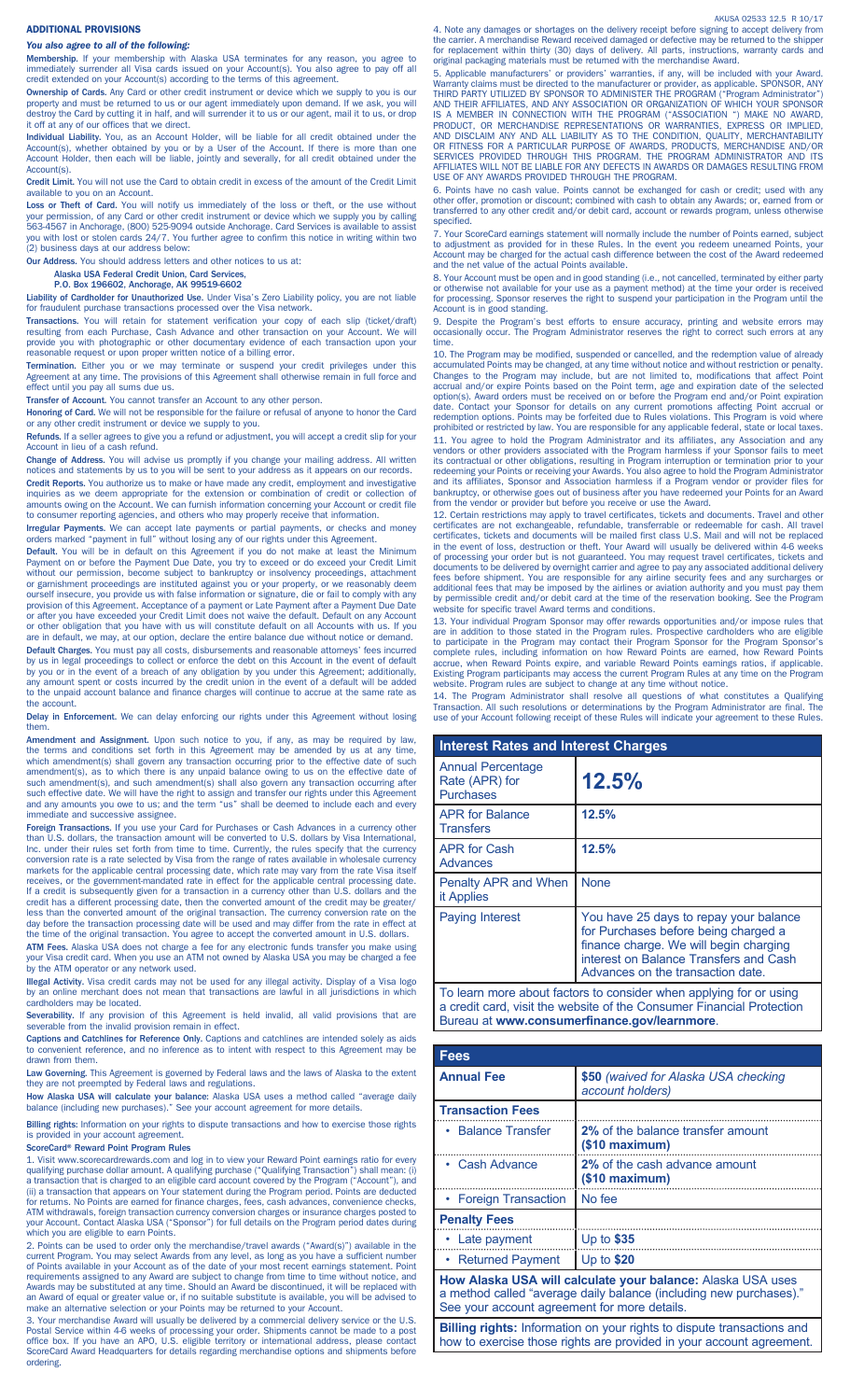## ADDITIONAL PROVISIONS

### *You also agree to all of the following:*

**Membership.** If your membership with Alaska USA terminates for any reason, you agree to immediately surrender all Visa cards issued on your Account(s). You also agree to pay off all credit extended on your Account(s) according to the terms of this agreement.

**Ownership of Cards.** Any Card or other credit instrument or device which we supply to you is our property and must be returned to us or our agent immediately upon demand. If we ask, you will destroy the Card by cutting it in half, and will surrender it to us or our agent, mail it to us, or drop it off at any of our offices that we direct.

**Individual Liability.** You, as an Account Holder, will be liable for all credit obtained under the Account(s), whether obtained by you or by a User of the Account. If there is more than one Account Holder, then each will be liable, jointly and severally, for all credit obtained under the Account(s).

**Credit Limit.** You will not use the Card to obtain credit in excess of the amount of the Credit Limit available to you on an Account.

**Loss or Theft of Card.** You will notify us immediately of the loss or theft, or the use without your permission, of any Card or other credit instrument or device which we supply to you by calling 563-4567 in Anchorage, (800) 525-9094 outside Anchorage. Card Services is available to assist you with lost or stolen cards 24/7. You further agree to confirm this notice in writing within two (2) business days at our address below:

**Our Address.** You should address letters and other notices to us at:

**Alaska USA Federal Credit Union, Card Services,**
**P.O. Box 196602, Anchorage, AK 99519-6602**

**Liability of Cardholder for Unauthorized Use.** Under Visa's Zero Liability policy, you are not liable for fraudulent purchase transactions processed over the Visa network.

**Transactions.** You will retain for statement verification your copy of each slip (ticket/draft) resulting from each Purchase, Cash Advance and other transaction on your Account. We will provide you with photographic or other documentary evidence of each transaction upon your reasonable request or upon proper written notice of a billing error.

**Termination.** Either you or we may terminate or suspend your credit privileges under this Agreement at any time. The provisions of this Agreement shall otherwise remain in full force and effect until you pay all sums due us.

**Transfer of Account.** You cannot transfer an Account to any other person.

**Honoring of Card.** We will not be responsible for the failure or refusal of anyone to honor the Card or any other credit instrument or device we supply to you.

**Refunds.** If a seller agrees to give you a refund or adjustment, you will accept a credit slip for your Account in lieu of a cash refund.

**Change of Address.** You will advise us promptly if you change your mailing address. All written notices and statements by us to you will be sent to your address as it appears on our records.

**Credit Reports.** You authorize us to make or have made any credit, employment and investigative inquiries as we deem appropriate for the extension or combination of credit or collection of amounts owing on the Account. We can furnish information concerning your Account or credit file to consumer reporting agencies, and others who may properly receive that information.

**Irregular Payments.** We can accept late payments or partial payments, or checks and money orders marked "payment in full" without losing any of our rights under this Agreement.

**Default.** You will be in default on this Agreement if you do not make at least the Minimum Payment on or before the Payment Due Date, you try to exceed or do exceed your Credit Limit without our permission, become subject to bankruptcy or insolvency proceedings, attachment or garnishment proceedings are instituted against you or your property, or we reasonably deem ourself insecure, you provide us with false information or signature, die or fail to comply with any provision of this Agreement. Acceptance of a payment or Late Payment after a Payment Due Date or after you have exceeded your Credit Limit does not waive the default. Default on any Account or other obligation that you have with us will constitute default on all Accounts with us. If you are in default, we may, at our option, declare the entire balance due without notice or demand.

**Default Charges.** You must pay all costs, disbursements and reasonable attorneys' fees incurred by us in legal proceedings to collect or enforce the debt on this Account in the event of default by you or in the event of a breach of any obligation by you under this Agreement; additionally, any amount spent or costs incurred by the credit union in the event of a default will be added to the unpaid account balance and finance charges will continue to accrue at the same rate as the account.

**Delay in Enforcement.** We can delay enforcing our rights under this Agreement without losing them.

**Amendment and Assignment.** Upon such notice to you, if any, as may be required by law, the terms and conditions set forth in this Agreement may be amended by us at any time, which amendment(s) shall govern any transaction occurring prior to the effective date of such amendment(s), as to which there is any unpaid balance owing to us on the effective date of such amendment(s), and such amendment(s) shall also govern any transaction occurring after such effective date. We will have the right to assign and transfer our rights under this Agreement and any amounts you owe to us; and the term "us" shall be deemed to include each and every immediate and successive assignee.

**Foreign Transactions.** If you use your Card for Purchases or Cash Advances in a currency other than U.S. dollars, the transaction amount will be converted to U.S. dollars by Visa International, Inc. under their rules set forth from time to time. Currently, the rules specify that the currency conversion rate is a rate selected by Visa from the range of rates available in wholesale currency markets for the applicable central processing date, which rate may vary from the rate Visa itself receives, or the government-mandated rate in effect for the applicable central processing date. If a credit is subsequently given for a transaction in a currency other than U.S. dollars and the credit has a different processing date, then the converted amount of the credit may be greater/less than the converted amount of the original transaction. The currency conversion rate on the day before the transaction processing date will be used and may differ from the rate in effect at the time of the original transaction. You agree to accept the converted amount in U.S. dollars.

**ATM Fees.** Alaska USA does not charge a fee for any electronic funds transfer you make using your Visa credit card. When you use an ATM not owned by Alaska USA you may be charged a fee by the ATM operator or any network used.

**Illegal Activity.** Visa credit cards may not be used for any illegal activity. Display of a Visa logo by an online merchant does not mean that transactions are lawful in all jurisdictions in which cardholders may be located.

**Severability.** If any provision of this Agreement is held invalid, all valid provisions that are severable from the invalid provision remain in effect.

**Captions and Catchlines for Reference Only.** Captions and catchlines are intended solely as aids to convenient reference, and no inference as to intent with respect to this Agreement may be drawn from them.

**Law Governing.** This Agreement is governed by Federal laws and the laws of Alaska to the extent they are not preempted by Federal laws and regulations.

**How Alaska USA will calculate your balance:** Alaska USA uses a method called "average daily balance (including new purchases)." See your account agreement for more details.

**Billing rights:** Information on your rights to dispute transactions and how to exercise those rights is provided in your account agreement.

**ScoreCard® Reward Point Program Rules**

1. Visit www.scorecardrewards.com and log in to view your Reward Point earnings ratio for every qualifying purchase dollar amount. A qualifying purchase ("Qualifying Transaction") shall mean: (i) a transaction that is charged to an eligible card account covered by the Program ("Account"), and (ii) a transaction that appears on Your statement during the Program period. Points are deducted for returns. No Points are earned for finance charges, fees, cash advances, convenience checks, ATM withdrawals, foreign transaction currency conversion charges or insurance charges posted to your Account. Contact Alaska USA ("Sponsor") for full details on the Program period dates during which you are eligible to earn Points.

2. Points can be used to order only the merchandise/travel awards ("Award(s)") available in the current Program. You may select Awards from any level, as long as you have a sufficient number of Points available in your Account as of the date of your most recent earnings statement. Point requirements assigned to any Award are subject to change from time to time without notice, and Awards may be substituted at any time. Should an Award be discontinued, it will be replaced with an Award of equal or greater value or, if no suitable substitute is available, you will be advised to make an alternative selection or your Points may be returned to your Account.

3. Your merchandise Award will usually be delivered by a commercial delivery service or the U.S. Postal Service within 4-6 weeks of processing your order. Shipments cannot be made to a post office box. If you have an APO, U.S. eligible territory or international address, please contact ScoreCard Award Headquarters for details regarding merchandise options and shipments before ordering.

4. Note any damages or shortages on the delivery receipt before signing to accept delivery from the carrier. A merchandise Reward received damaged or defective may be returned to the shipper for replacement within thirty (30) days of delivery. All parts, instructions, warranty cards and original packaging materials must be returned with the merchandise Award.

5. Applicable manufacturers' or providers' warranties, if any, will be included with your Award. Warranty claims must be directed to the manufacturer or provider, as applicable. SPONSOR, ANY THIRD PARTY UTILIZED BY SPONSOR TO ADMINISTER THE PROGRAM ("Program Administrator") AND THEIR AFFILIATES, AND ANY ASSOCIATION OR ORGANIZATION OF WHICH YOUR SPONSOR IS A MEMBER IN CONNECTION WITH THE PROGRAM ("ASSOCIATION ") MAKE NO AWARD, PRODUCT, OR MERCHANDISE REPRESENTATIONS OR WARRANTIES, EXPRESS OR IMPLIED, AND DISCLAIM ANY AND ALL LIABILITY AS TO THE CONDITION, QUALITY, MERCHANTABILITY OR FITNESS FOR A PARTICULAR PURPOSE OF AWARDS, PRODUCTS, MERCHANDISE AND/OR SERVICES PROVIDED THROUGH THIS PROGRAM. THE PROGRAM ADMINISTRATOR AND ITS AFFILIATES WILL NOT BE LIABLE FOR ANY DEFECTS IN AWARDS OR DAMAGES RESULTING FROM USE OF ANY AWARDS PROVIDED THROUGH THE PROGRAM.

6. Points have no cash value. Points cannot be exchanged for cash or credit; used with any other offer, promotion or discount; combined with cash to obtain any Awards; or, earned from or transferred to any other credit and/or debit card, account or rewards program, unless otherwise specified.

7. Your ScoreCard earnings statement will normally include the number of Points earned, subject to adjustment as provided for in these Rules. In the event you redeem unearned Points, your Account may be charged for the actual cash difference between the cost of the Award redeemed and the net value of the actual Points available.

8. Your Account must be open and in good standing (i.e., not cancelled, terminated by either party or otherwise not available for your use as a payment method) at the time your order is received for processing. Sponsor reserves the right to suspend your participation in the Program until the Account is in good standing.

9. Despite the Program's best efforts to ensure accuracy, printing and website errors may occasionally occur. The Program Administrator reserves the right to correct such errors at any time.

10. The Program may be modified, suspended or cancelled, and the redemption value of already accumulated Points may be changed, at any time without notice and without restriction or penalty. Changes to the Program may include, but are not limited to, modifications that affect Point accrual and/or expire Points based on the Point term, age and expiration date of the selected option(s). Award orders must be received on or before the Program end and/or Point expiration date. Contact your Sponsor for details on any current promotions affecting Point accrual or redemption options. Points may be forfeited due to Rules violations. This Program is void where prohibited or restricted by law. You are responsible for any applicable federal, state or local taxes.

11. You agree to hold the Program Administrator and its affiliates, any Association and any vendors or other providers associated with the Program harmless if your Sponsor fails to meet its contractual or other obligations, resulting in Program interruption or termination prior to your redeeming your Points or receiving your Awards. You also agree to hold the Program Administrator and its affiliates, Sponsor and Association harmless if a Program vendor or provider files for bankruptcy, or otherwise goes out of business after you have redeemed your Points for an Award from the vendor or provider but before you receive or use the Award.

12. Certain restrictions may apply to travel certificates, tickets and documents. Travel and other certificates are not exchangeable, refundable, transferrable or redeemable for cash. All travel certificates, tickets and documents will be mailed first class U.S. Mail and will not be replaced in the event of loss, destruction or theft. Your Award will usually be delivered within 4-6 weeks of processing your order but is not guaranteed. You may request travel certificates, tickets and documents to be delivered by overnight carrier and agree to pay any associated additional delivery fees before shipment. You are responsible for any airline security fees and any surcharges or additional fees that may be imposed by the airlines or aviation authority and you must pay them by permissible credit and/or debit card at the time of the reservation booking. See the Program website for specific travel Award terms and conditions.

13. Your individual Program Sponsor may offer rewards opportunities and/or impose rules that are in addition to those stated in the Program rules. Prospective cardholders who are eligible to participate in the Program may contact their Program Sponsor for the Program Sponsor's complete rules, including information on how Reward Points are earned, how Reward Points accrue, when Reward Points expire, and variable Reward Points earnings ratios, if applicable. Existing Program participants may access the current Program Rules at any time on the Program website. Program rules are subject to change at any time without notice.

14. The Program Administrator shall resolve all questions of what constitutes a Qualifying Transaction. All such resolutions or determinations by the Program Administrator are final. The use of your Account following receipt of these Rules will indicate your agreement to these Rules.

| Interest Rates and Interest Charges | |
|---|---|
| Annual Percentage Rate (APR) for Purchases | **12.5%** |
| APR for Balance Transfers | **12.5%** |
| APR for Cash Advances | **12.5%** |
| Penalty APR and When it Applies | None |
| Paying Interest | You have 25 days to repay your balance for Purchases before being charged a finance charge. We will begin charging interest on Balance Transfers and Cash Advances on the transaction date. |

To learn more about factors to consider when applying for or using a credit card, visit the website of the Consumer Financial Protection Bureau at **www.consumerfinance.gov/learnmore**.

| Fees | |
|---|---|
| **Annual Fee** | **$50** *(waived for Alaska USA checking account holders)* |
| **Transaction Fees** | |
| • Balance Transfer | **2%** of the balance transfer amount **($10 maximum)** |
| • Cash Advance | **2%** of the cash advance amount **($10 maximum)** |
| • Foreign Transaction | No fee |
| **Penalty Fees** | |
| • Late payment | Up to **$35** |
| • Returned Payment | Up to **$20** |

**How Alaska USA will calculate your balance:** Alaska USA uses a method called "average daily balance (including new purchases)." See your account agreement for more details.

**Billing rights:** Information on your rights to dispute transactions and how to exercise those rights are provided in your account agreement.